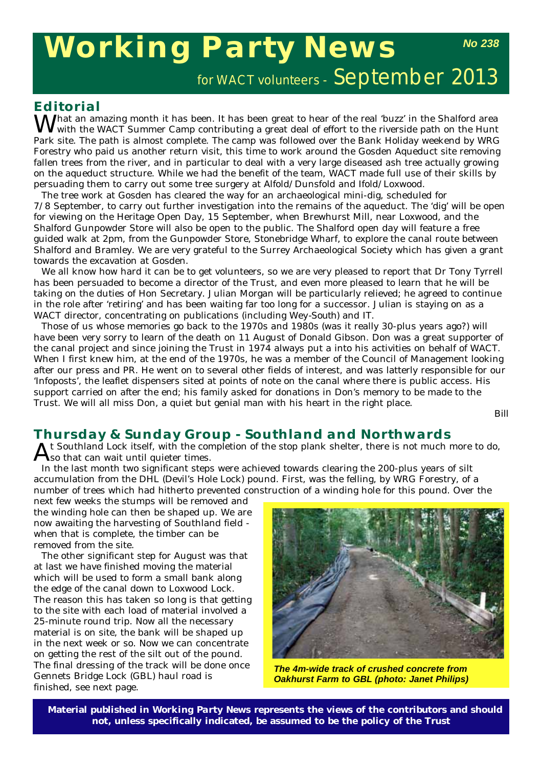# Working Party News

**No 238**

for WACT volunteers - September 2013

## Editorial

What an amazing month it has been. It has been great to hear of the real 'buzz' in the Shalford area with the WACT Summer Camp contributing a great deal of effort to the riverside path on the Hunt Park site. The path is almost complete. The camp was followed over the Bank Holiday weekend by WRG Forestry who paid us another return visit, this time to work around the Gosden Aqueduct site removing fallen trees from the river, and in particular to deal with a very large diseased ash tree actually growing on the aqueduct structure. While we had the benefit of the team, WACT made full use of their skills by persuading them to carry out some tree surgery at Alfold/Dunsfold and Ifold/Loxwood.

The tree work at Gosden has cleared the way for an archaeological mini-dig, scheduled for 7/8 September, to carry out further investigation into the remains of the aqueduct. The 'dig' will be open for viewing on the Heritage Open Day, 15 September, when Brewhurst Mill, near Loxwood, and the Shalford Gunpowder Store will also be open to the public. The Shalford open day will feature a free guided walk at 2pm, from the Gunpowder Store, Stonebridge Wharf, to explore the canal route between Shalford and Bramley. We are very grateful to the Surrey Archaeological Society which has given a grant towards the excavation at Gosden.

We all know how hard it can be to get volunteers, so we are very pleased to report that Dr Tony Tyrrell has been persuaded to become a director of the Trust, and even more pleased to learn that he will be taking on the duties of Hon Secretary. Julian Morgan will be particularly relieved; he agreed to continue in the role after 'retiring' and has been waiting far too long for a successor. Julian is staying on as a WACT director, concentrating on publications (including Wey-South) and IT.

Those of us whose memories go back to the 1970s and 1980s (was it really 30-plus years ago?) will have been very sorry to learn of the death on 11 August of Donald Gibson. Don was a great supporter of the canal project and since joining the Trust in 1974 always put a into his activities on behalf of WACT. When I first knew him, at the end of the 1970s, he was a member of the Council of Management looking after our press and PR. He went on to several other fields of interest, and was latterly responsible for our 'Infoposts', the leaflet dispensers sited at points of note on the canal where there is public access. His support carried on after the end; his family asked for donations in Don's memory to be made to the Trust. We will all miss Don, a quiet but genial man with his heart in the right place.

Bill

## Thursday & Sunday Group - Southland and Northwards

At Southland Lock itself, with the completion of the stop plank shelter, there is not much more to do, so that can wait until quieter times.

In the last month two significant steps were achieved towards clearing the 200-plus years of silt accumulation from the DHL (Devil's Hole Lock) pound. First, was the felling, by WRG Forestry, of a number of trees which had hitherto prevented construction of a winding hole for this pound. Over the next few weeks the stumps will be removed and the winding hole can then be shaped up. We are now awaiting the harvesting of Southland field - when that is complete, the timber can be removed from the site.

The other significant step for August was that at last we have finished moving the material which will be used to form a small bank along the edge of the canal down to Loxwood Lock. The reason this has taken so long is that getting to the site with each load of material involved a 25-minute round trip. Now all the necessary material is on site, the bank will be shaped up in the next week or so. Now we can concentrate on getting the rest of the silt out of the pound. The final dressing of the track will be done once Gennets Bridge Lock (GBL) haul road is finished, see next page.

*The 4m-wide track of crushed concrete from Oakhurst Farm to GBL (photo: Janet Philips)*

**Material published in Working Party News represents the views of the contributors and should not, unless specifically indicated, be assumed to be the policy of the Trust**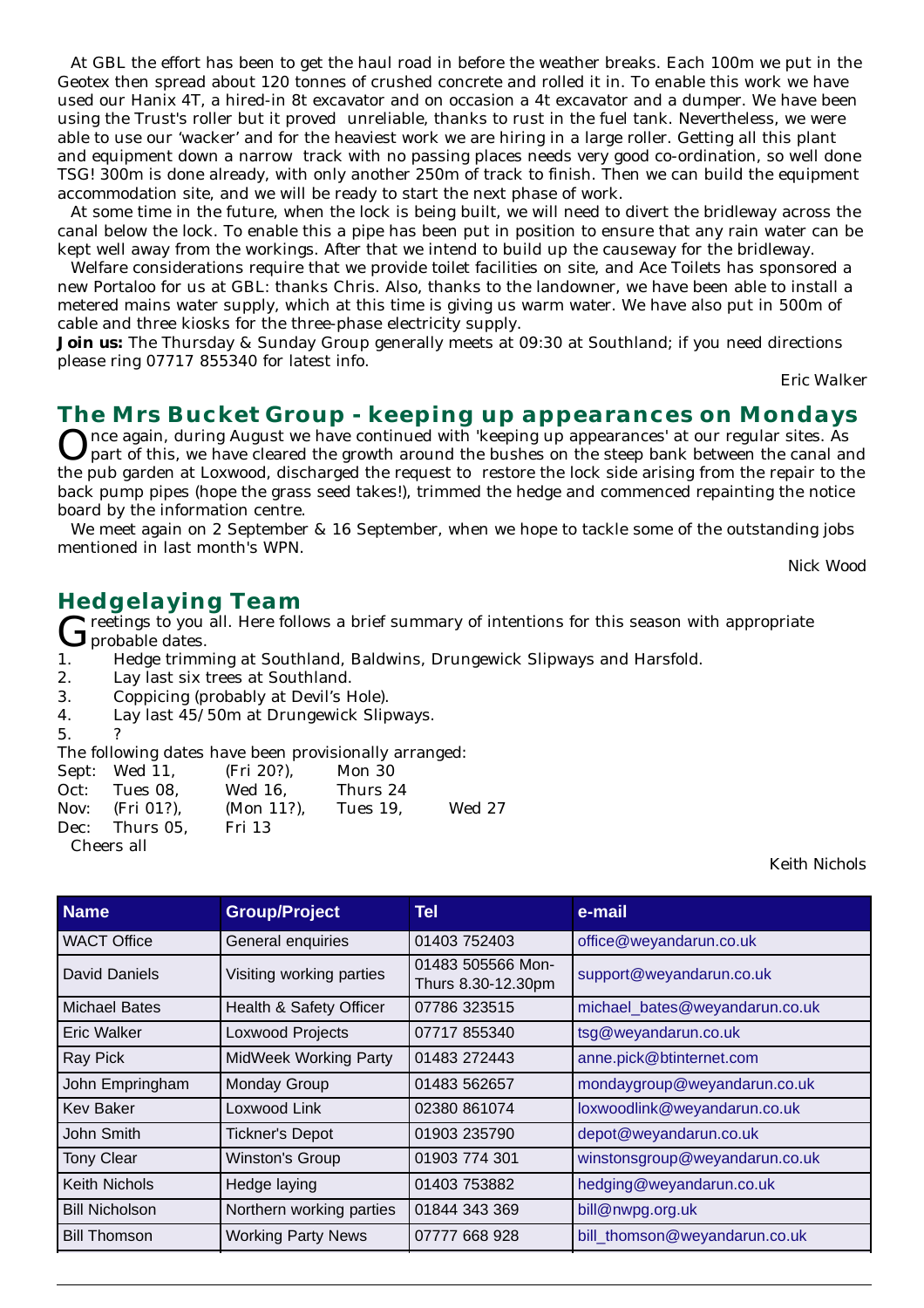At GBL the effort has been to get the haul road in before the weather breaks. Each 100m we put in the Geotex then spread about 120 tonnes of crushed concrete and rolled it in. To enable this work we have used our Hanix 4T, a hired-in 8t excavator and on occasion a 4t excavator and a dumper. We have been using the Trust's roller but it proved unreliable, thanks to rust in the fuel tank. Nevertheless, we were able to use our 'wacker' and for the heaviest work we are hiring in a large roller. Getting all this plant and equipment down a narrow track with no passing places needs very good co-ordination, so well done TSG! 300m is done already, with only another 250m of track to finish. Then we can build the equipment accommodation site, and we will be ready to start the next phase of work.

At some time in the future, when the lock is being built, we will need to divert the bridleway across the canal below the lock. To enable this a pipe has been put in position to ensure that any rain water can be kept well away from the workings. After that we intend to build up the causeway for the bridleway.

Welfare considerations require that we provide toilet facilities on site, and Ace Toilets has sponsored a new Portaloo for us at GBL: thanks Chris. Also, thanks to the landowner, we have been able to install a metered mains water supply, which at this time is giving us warm water. We have also put in 500m of cable and three kiosks for the three-phase electricity supply.

**Join us:** The Thursday & Sunday Group generally meets at 09:30 at Southland; if you need directions please ring 07717 855340 for latest info.

Eric Walker

## The Mrs Bucket Group - keeping up appearances on Mondays

Once again, during August we have continued with 'keeping up appearances' at our regular sites. As part of this, we have cleared the growth around the bushes on the steep bank between the canal and the pub garden at Loxwood, discharged the request to restore the lock side arising from the repair to the back pump pipes (hope the grass seed takes!), trimmed the hedge and commenced repainting the notice board by the information centre.

We meet again on 2 September & 16 September, when we hope to tackle some of the outstanding jobs mentioned in last month's WPN.

Nick Wood

## Hedgelaying Team

Greetings to you all. Here follows a brief summary of intentions for this season with appropriate probable dates.

1. Hedge trimming at Southland, Baldwins, Drungewick Slipways and Harsfold.
2. Lay last six trees at Southland.
3. Coppicing (probably at Devil's Hole).
4. Lay last 45/50m at Drungewick Slipways.
5. ?

The following dates have been provisionally arranged:

| | | | | |
|---|---|---|---|---|
| Sept: | Wed 11, | (Fri 20?), | Mon 30 | |
| Oct: | Tues 08, | Wed 16, | Thurs 24 | |
| Nov: | (Fri 01?), | (Mon 11?), | Tues 19, | Wed 27 |
| Dec: | Thurs 05, | Fri 13 | | |

Cheers all

Keith Nichols

| Name | Group/Project | Tel | e-mail |
|---|---|---|---|
| WACT Office | General enquiries | 01403 752403 | office@weyandarun.co.uk |
| David Daniels | Visiting working parties | 01483 505566 Mon-Thurs 8.30-12.30pm | support@weyandarun.co.uk |
| Michael Bates | Health & Safety Officer | 07786 323515 | michael_bates@weyandarun.co.uk |
| Eric Walker | Loxwood Projects | 07717 855340 | tsg@weyandarun.co.uk |
| Ray Pick | MidWeek Working Party | 01483 272443 | anne.pick@btinternet.com |
| John Empringham | Monday Group | 01483 562657 | mondaygroup@weyandarun.co.uk |
| Kev Baker | Loxwood Link | 02380 861074 | loxwoodlink@weyandarun.co.uk |
| John Smith | Tickner's Depot | 01903 235790 | depot@weyandarun.co.uk |
| Tony Clear | Winston's Group | 01903 774 301 | winstonsgroup@weyandarun.co.uk |
| Keith Nichols | Hedge laying | 01403 753882 | hedging@weyandarun.co.uk |
| Bill Nicholson | Northern working parties | 01844 343 369 | bill@nwpg.org.uk |
| Bill Thomson | Working Party News | 07777 668 928 | bill_thomson@weyandarun.co.uk |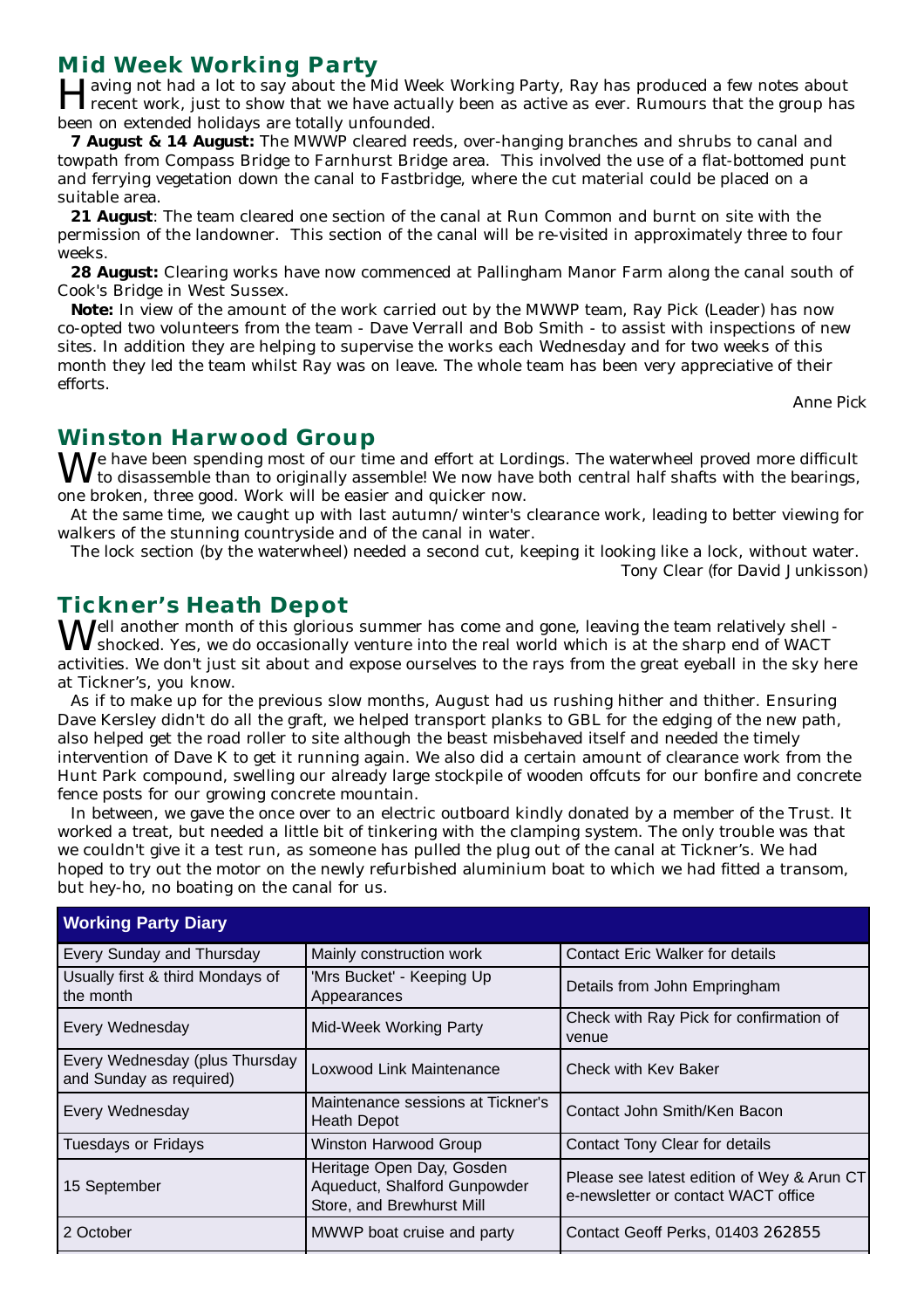## Mid Week Working Party

Having not had a lot to say about the Mid Week Working Party, Ray has produced a few notes about recent work, just to show that we have actually been as active as ever. Rumours that the group has been on extended holidays are totally unfounded.

**7 August & 14 August:** The MWWP cleared reeds, over-hanging branches and shrubs to canal and towpath from Compass Bridge to Farnhurst Bridge area. This involved the use of a flat-bottomed punt and ferrying vegetation down the canal to Fastbridge, where the cut material could be placed on a suitable area.

**21 August**: The team cleared one section of the canal at Run Common and burnt on site with the permission of the landowner. This section of the canal will be re-visited in approximately three to four weeks.

**28 August:** Clearing works have now commenced at Pallingham Manor Farm along the canal south of Cook's Bridge in West Sussex.

**Note:** In view of the amount of the work carried out by the MWWP team, Ray Pick (Leader) has now co-opted two volunteers from the team - Dave Verrall and Bob Smith - to assist with inspections of new sites. In addition they are helping to supervise the works each Wednesday and for two weeks of this month they led the team whilst Ray was on leave. The whole team has been very appreciative of their efforts.

Anne Pick

## Winston Harwood Group

We have been spending most of our time and effort at Lordings. The waterwheel proved more difficult to disassemble than to originally assemble! We now have both central half shafts with the bearings, one broken, three good. Work will be easier and quicker now.

At the same time, we caught up with last autumn/winter's clearance work, leading to better viewing for walkers of the stunning countryside and of the canal in water.

The lock section (by the waterwheel) needed a second cut, keeping it looking like a lock, without water.

Tony Clear (for David Junkisson)

## Tickner's Heath Depot

Well another month of this glorious summer has come and gone, leaving the team relatively shell - shocked. Yes, we do occasionally venture into the real world which is at the sharp end of WACT activities. We don't just sit about and expose ourselves to the rays from the great eyeball in the sky here at Tickner's, you know.

As if to make up for the previous slow months, August had us rushing hither and thither. Ensuring Dave Kersley didn't do all the graft, we helped transport planks to GBL for the edging of the new path, also helped get the road roller to site although the beast misbehaved itself and needed the timely intervention of Dave K to get it running again. We also did a certain amount of clearance work from the Hunt Park compound, swelling our already large stockpile of wooden offcuts for our bonfire and concrete fence posts for our growing concrete mountain.

In between, we gave the once over to an electric outboard kindly donated by a member of the Trust. It worked a treat, but needed a little bit of tinkering with the clamping system. The only trouble was that we couldn't give it a test run, as someone has pulled the plug out of the canal at Tickner's. We had hoped to try out the motor on the newly refurbished aluminium boat to which we had fitted a transom, but hey-ho, no boating on the canal for us.

| Working Party Diary | | |
|---|---|---|
| Every Sunday and Thursday | Mainly construction work | Contact Eric Walker for details |
| Usually first & third Mondays of the month | 'Mrs Bucket' - Keeping Up Appearances | Details from John Empringham |
| Every Wednesday | Mid-Week Working Party | Check with Ray Pick for confirmation of venue |
| Every Wednesday (plus Thursday and Sunday as required) | Loxwood Link Maintenance | Check with Kev Baker |
| Every Wednesday | Maintenance sessions at Tickner's Heath Depot | Contact John Smith/Ken Bacon |
| Tuesdays or Fridays | Winston Harwood Group | Contact Tony Clear for details |
| 15 September | Heritage Open Day, Gosden Aqueduct, Shalford Gunpowder Store, and Brewhurst Mill | Please see latest edition of Wey & Arun CT e-newsletter or contact WACT office |
| 2 October | MWWP boat cruise and party | Contact Geoff Perks, 01403 262855 |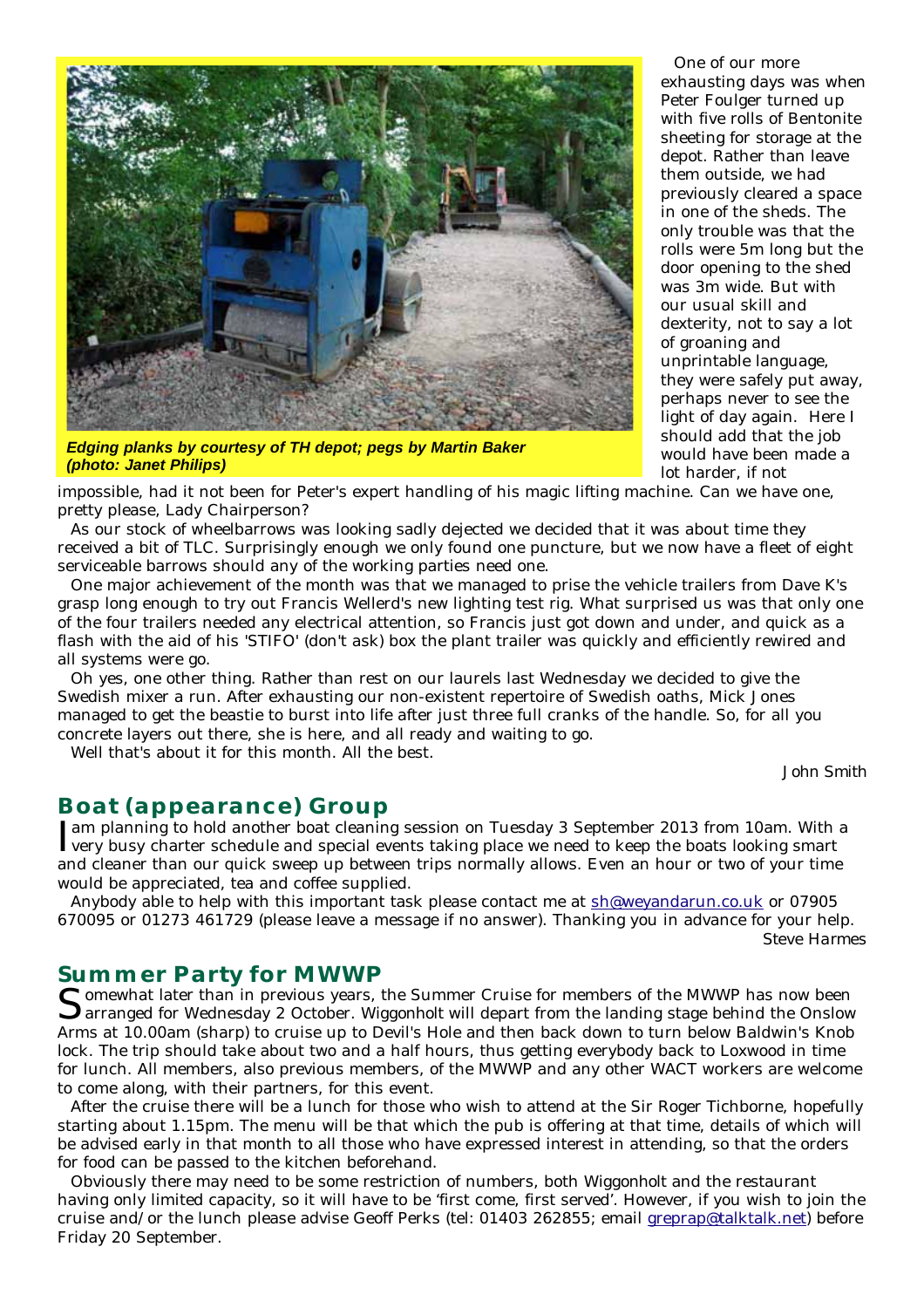*Edging planks by courtesy of TH depot; pegs by Martin Baker (photo: Janet Philips)*

One of our more exhausting days was when Peter Foulger turned up with five rolls of Bentonite sheeting for storage at the depot. Rather than leave them outside, we had previously cleared a space in one of the sheds. The only trouble was that the rolls were 5m long but the door opening to the shed was 3m wide. But with our usual skill and dexterity, not to say a lot of groaning and unprintable language, they were safely put away, perhaps never to see the light of day again. Here I should add that the job would have been made a lot harder, if not impossible, had it not been for Peter's expert handling of his magic lifting machine. Can we have one, pretty please, Lady Chairperson?

As our stock of wheelbarrows was looking sadly dejected we decided that it was about time they received a bit of TLC. Surprisingly enough we only found one puncture, but we now have a fleet of eight serviceable barrows should any of the working parties need one.

One major achievement of the month was that we managed to prise the vehicle trailers from Dave K's grasp long enough to try out Francis Wellerd's new lighting test rig. What surprised us was that only one of the four trailers needed any electrical attention, so Francis just got down and under, and quick as a flash with the aid of his 'STIFO' (don't ask) box the plant trailer was quickly and efficiently rewired and all systems were go.

Oh yes, one other thing. Rather than rest on our laurels last Wednesday we decided to give the Swedish mixer a run. After exhausting our non-existent repertoire of Swedish oaths, Mick Jones managed to get the beastie to burst into life after just three full cranks of the handle. So, for all you concrete layers out there, she is here, and all ready and waiting to go.

Well that's about it for this month. All the best.

*John Smith*

## Boat (appearance) Group

I am planning to hold another boat cleaning session on Tuesday 3 September 2013 from 10am. With a very busy charter schedule and special events taking place we need to keep the boats looking smart and cleaner than our quick sweep up between trips normally allows. Even an hour or two of your time would be appreciated, tea and coffee supplied.

Anybody able to help with this important task please contact me at sh@weyandarun.co.uk or 07905 670095 or 01273 461729 (please leave a message if no answer). Thanking you in advance for your help.

*Steve Harmes*

## Summer Party for MWWP

Somewhat later than in previous years, the Summer Cruise for members of the MWWP has now been arranged for Wednesday 2 October. Wiggonholt will depart from the landing stage behind the Onslow Arms at 10.00am (sharp) to cruise up to Devil's Hole and then back down to turn below Baldwin's Knob lock. The trip should take about two and a half hours, thus getting everybody back to Loxwood in time for lunch. All members, also previous members, of the MWWP and any other WACT workers are welcome to come along, with their partners, for this event.

After the cruise there will be a lunch for those who wish to attend at the Sir Roger Tichborne, hopefully starting about 1.15pm. The menu will be that which the pub is offering at that time, details of which will be advised early in that month to all those who have expressed interest in attending, so that the orders for food can be passed to the kitchen beforehand.

Obviously there may need to be some restriction of numbers, both Wiggonholt and the restaurant having only limited capacity, so it will have to be 'first come, first served'. However, if you wish to join the cruise and/or the lunch please advise Geoff Perks (tel: 01403 262855; email greprap@talktalk.net) before Friday 20 September.